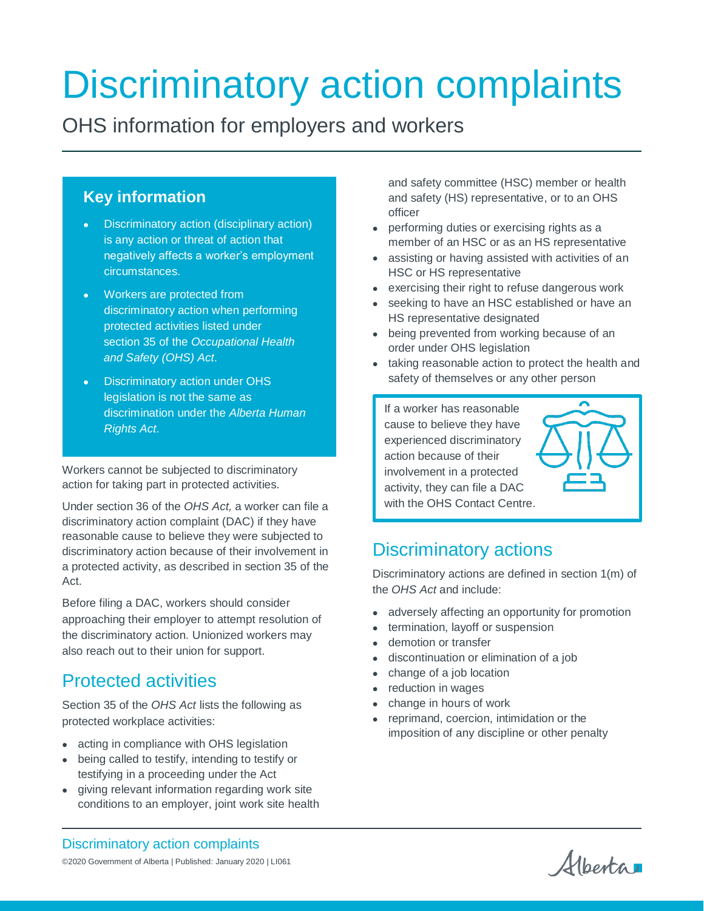# Discriminatory action complaints

OHS information for employers and workers

## Key information

- Discriminatory action (disciplinary action) is any action or threat of action that negatively affects a worker's employment circumstances.
- Workers are protected from discriminatory action when performing protected activities listed under section 35 of the *Occupational Health and Safety (OHS) Act*.
- Discriminatory action under OHS legislation is not the same as discrimination under the *Alberta Human Rights Act*.

Workers cannot be subjected to discriminatory action for taking part in protected activities.

Under section 36 of the *OHS Act,* a worker can file a discriminatory action complaint (DAC) if they have reasonable cause to believe they were subjected to discriminatory action because of their involvement in a protected activity, as described in section 35 of the Act.

Before filing a DAC, workers should consider approaching their employer to attempt resolution of the discriminatory action. Unionized workers may also reach out to their union for support.

## Protected activities

Section 35 of the *OHS Act* lists the following as protected workplace activities:

- acting in compliance with OHS legislation
- being called to testify, intending to testify or testifying in a proceeding under the Act
- giving relevant information regarding work site conditions to an employer, joint work site health and safety committee (HSC) member or health and safety (HS) representative, or to an OHS officer
- performing duties or exercising rights as a member of an HSC or as an HS representative
- assisting or having assisted with activities of an HSC or HS representative
- exercising their right to refuse dangerous work
- seeking to have an HSC established or have an HS representative designated
- being prevented from working because of an order under OHS legislation
- taking reasonable action to protect the health and safety of themselves or any other person

If a worker has reasonable cause to believe they have experienced discriminatory action because of their involvement in a protected activity, they can file a DAC with the OHS Contact Centre.

## Discriminatory actions

Discriminatory actions are defined in section 1(m) of the *OHS Act* and include:

- adversely affecting an opportunity for promotion
- termination, layoff or suspension
- demotion or transfer
- discontinuation or elimination of a job
- change of a job location
- reduction in wages
- change in hours of work
- reprimand, coercion, intimidation or the imposition of any discipline or other penalty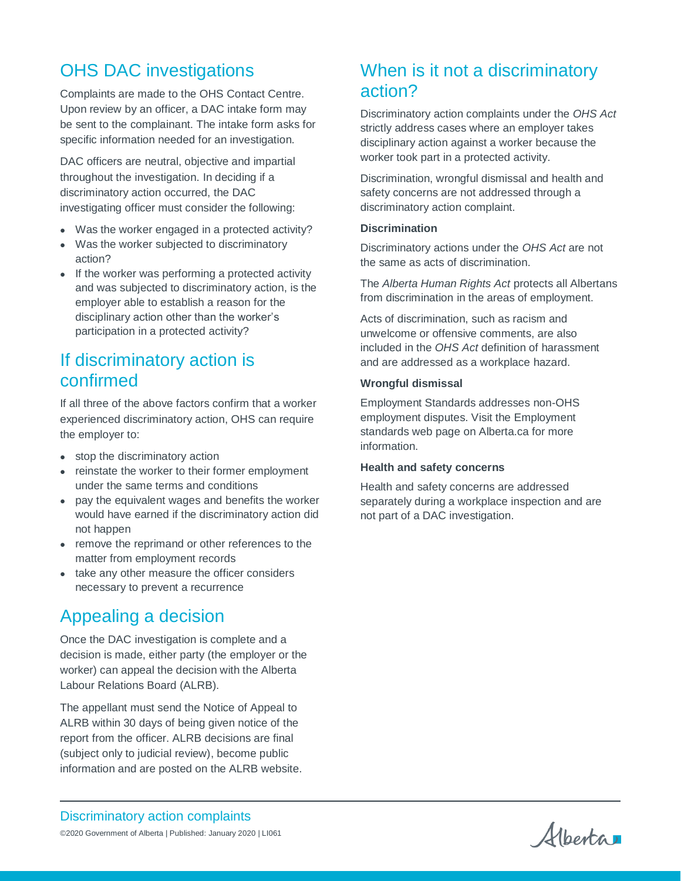## OHS DAC investigations

Complaints are made to the OHS Contact Centre. Upon review by an officer, a DAC intake form may be sent to the complainant. The intake form asks for specific information needed for an investigation.

DAC officers are neutral, objective and impartial throughout the investigation. In deciding if a discriminatory action occurred, the DAC investigating officer must consider the following:

- Was the worker engaged in a protected activity?
- Was the worker subjected to discriminatory action?
- If the worker was performing a protected activity and was subjected to discriminatory action, is the employer able to establish a reason for the disciplinary action other than the worker's participation in a protected activity?

## If discriminatory action is confirmed

If all three of the above factors confirm that a worker experienced discriminatory action, OHS can require the employer to:

- stop the discriminatory action
- reinstate the worker to their former employment under the same terms and conditions
- pay the equivalent wages and benefits the worker would have earned if the discriminatory action did not happen
- remove the reprimand or other references to the matter from employment records
- take any other measure the officer considers necessary to prevent a recurrence

## Appealing a decision

Once the DAC investigation is complete and a decision is made, either party (the employer or the worker) can appeal the decision with the Alberta Labour Relations Board (ALRB).

The appellant must send the Notice of Appeal to ALRB within 30 days of being given notice of the report from the officer. ALRB decisions are final (subject only to judicial review), become public information and are posted on the ALRB website.

## When is it not a discriminatory action?

Discriminatory action complaints under the *OHS Act* strictly address cases where an employer takes disciplinary action against a worker because the worker took part in a protected activity.

Discrimination, wrongful dismissal and health and safety concerns are not addressed through a discriminatory action complaint.

**Discrimination**

Discriminatory actions under the *OHS Act* are not the same as acts of discrimination.

The *Alberta Human Rights Act* protects all Albertans from discrimination in the areas of employment.

Acts of discrimination, such as racism and unwelcome or offensive comments, are also included in the *OHS Act* definition of harassment and are addressed as a workplace hazard.

**Wrongful dismissal**

Employment Standards addresses non-OHS employment disputes. Visit the Employment standards web page on Alberta.ca for more information.

**Health and safety concerns**

Health and safety concerns are addressed separately during a workplace inspection and are not part of a DAC investigation.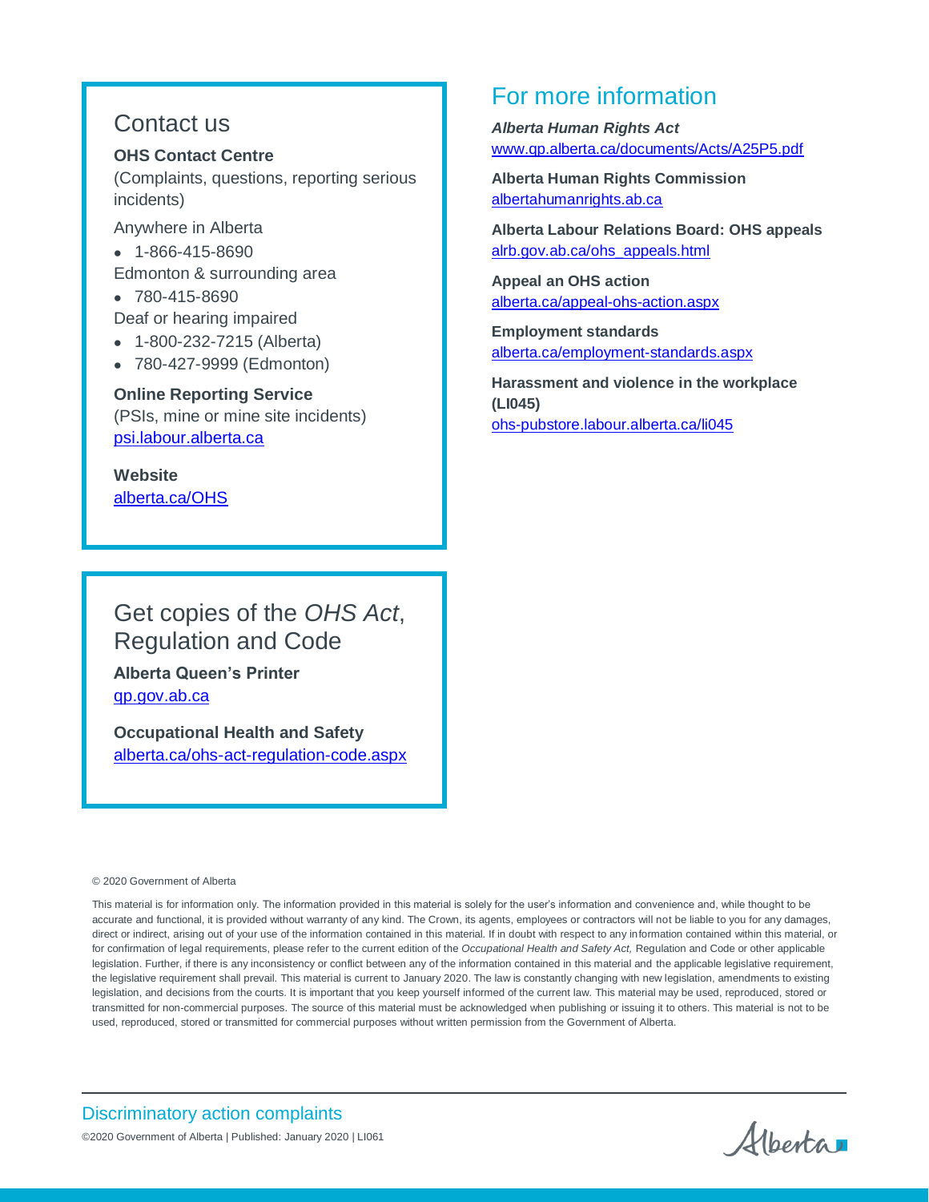## Contact us

**OHS Contact Centre**
(Complaints, questions, reporting serious incidents)

Anywhere in Alberta

- 1-866-415-8690

Edmonton & surrounding area

- 780-415-8690

Deaf or hearing impaired

- 1-800-232-7215 (Alberta)
- 780-427-9999 (Edmonton)

**Online Reporting Service**
(PSIs, mine or mine site incidents)
psi.labour.alberta.ca

**Website**
alberta.ca/OHS

## Get copies of the *OHS Act*, Regulation and Code

**Alberta Queen's Printer**
qp.gov.ab.ca

**Occupational Health and Safety**
alberta.ca/ohs-act-regulation-code.aspx

## For more information

***Alberta Human Rights Act***
www.qp.alberta.ca/documents/Acts/A25P5.pdf

**Alberta Human Rights Commission**
albertahumanrights.ab.ca

**Alberta Labour Relations Board: OHS appeals**
alrb.gov.ab.ca/ohs_appeals.html

**Appeal an OHS action**
alberta.ca/appeal-ohs-action.aspx

**Employment standards**
alberta.ca/employment-standards.aspx

**Harassment and violence in the workplace (LI045)**
ohs-pubstore.labour.alberta.ca/li045

© 2020 Government of Alberta

This material is for information only. The information provided in this material is solely for the user's information and convenience and, while thought to be accurate and functional, it is provided without warranty of any kind. The Crown, its agents, employees or contractors will not be liable to you for any damages, direct or indirect, arising out of your use of the information contained in this material. If in doubt with respect to any information contained within this material, or for confirmation of legal requirements, please refer to the current edition of the *Occupational Health and Safety Act,* Regulation and Code or other applicable legislation. Further, if there is any inconsistency or conflict between any of the information contained in this material and the applicable legislative requirement, the legislative requirement shall prevail. This material is current to January 2020. The law is constantly changing with new legislation, amendments to existing legislation, and decisions from the courts. It is important that you keep yourself informed of the current law. This material may be used, reproduced, stored or transmitted for non-commercial purposes. The source of this material must be acknowledged when publishing or issuing it to others. This material is not to be used, reproduced, stored or transmitted for commercial purposes without written permission from the Government of Alberta.